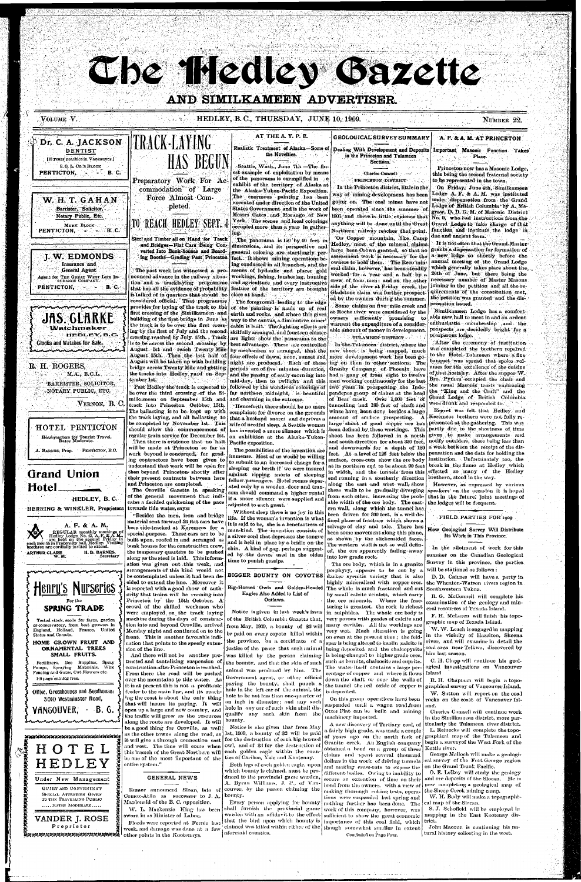# The Hedley Gazette

## AND SIMILKAMEEN ADVERTISER.

VOLUME V. HEDLEY, B. C., THURSDAY, JUNE 10, 1909. NUMBER 22.

**Dr. C. A. JACKSON**
DENTIST
[18 years' practice in Vancouver.]
S. O. L. Co.'s BLOCK
PENTICTON, - - B. C.

**W. H. T. GAHAN**
Barrister, Solicitor,
Notary Public, Etc.
MURK BLOCK
PENTICTON, - - B. C.

**J. W. EDMONDS**
Insurance and
General Agent
Agent for THE GREAT WEST LIFE INSURANCE COMPANY.
PENTICTON, - - B. C.

**JAS. CLARKE**
Watchmaker
HEDLEY, B.C.
Clocks and Watches for Sale.

**R. H. ROGERS,**
M.A., B.C.L.
BARRISTER, SOLICITOR,
NOTARY PUBLIC, ETC.
VERNON, B. C.

**HOTEL PENTICTON**
Headquarters for Tourist Travel.
Rates Moderate.
A. BARNES, Prop. PENTICTON, B.C.

**Grand Union Hotel**
HEDLEY, B. C.
HERRING & WINKLER, Proprietors

**A. F. & A. M.**
REGULAR monthly meetings of Hedley Lodge No. 43, A. F. & A. M., are held on the second Friday in each month in Fraternity hall, Hedley. Visiting brethren are cordially invited to attend.
ARTHUR CLARE, W. M. H. D. BARNES, Secretary

**Henry's Nurseries**
For the
**SPRING TRADE**
Tested stock, seeds for farm, garden or conservatory, from best growers in England, Holland, France, United States and Canada.
**HOME GROWN FRUIT AND ORNAMENTAL TREES SMALL FRUITS.**
Fertilizers, Bee Supplies, Spray Pumps, Spraying Materials, Wire Fencing and Gates, Cut Flowers etc.
140 page catalog free.
Office, Greenhouses and Seedhouse:
3010 Westminster Road,
VANCOUVER, - B. C.

**HOTEL HEDLEY**
Under New Management
QUIET AND CONVENIENT
SPECIAL ATTENTION GIVEN TO THE TRAVELLING PUBLIC
..... RATES MODERATE .....
VANDER J. ROSE
Proprietor

# TRACK-LAYING HAS BEGUN

### Preparatory Work For Accommodation of Large Force Almost Completed.

## TO REACH HEDLEY SEPT. 1

### Steel and Timber all on Hand for Track and Bridges—Flat Cars Being Converted Into Bunk-houses and Boarding Booths—Grading Past Princeton

The past week has witnessed a pronounced advance in the railway situation and a tracklaying programme that has all the evidences of probability is talked of in quarters that should be considered official. That programme provides for laying of the track to the first crossing of the Similkameen and building of the first bridge in June so the track is to be over the first crossing by the first of July and the second crossing reached by July 15th. Track is to be across the second crossing by August 1st and reach Twenty Mile August 15th. Then the last half of August will be taken up with building bridge across Twenty Mile and getting the tracks into Hedley yard on September 1st.

Past Hedley the track is expected to be over the third crossing of the Similkameen on September 15th and track into Princeton October 15th. The ballasting is to be kept up with the track laying, and all ballasting to be completed by November 1st. This should allow the commencement of regular train service for December 1st.

Then there is evidence that no halt will be made at Princeton so far as work beyond is concerned, for grading contractors have been given to understand that work will be open for then beyond Princeton shortly after their present contracts between here and Princeton are completed.

The Oroville Gazette in speaking of the general movement that indicates a decided quickening of the pace towards tide water, says:

"Besides the men, iron and bridge material sent forward 20 flat cars have been side-tracked at Keremeos for a special purpose. These cars are to be built upon, roofed in and arranged as bunk houses for the construction crew, the temporary quarters to be pushed along as the steel is laid. This information was given out this week, and arrangements of this kind would not be contemplated unless it had been decided to extend the line. Moreover it is reported with a good show of authority that trains will be running into Princeton by the 15th October. A crowd of the skilled workmen who were employed on the track laying machine during the days of construction into and beyond Oroville, arrived Monday night and continued on to the front. This is another favorable indication that points to the speedy extension of the line.

And there will not be another protracted and tantalizing suspension of construction after Princeton is reached. From there the road will be pushed over the mountains to tide water. As it is at present this is not a profitable feeder to the main line, and its reaching the coast is about the only thing that will insure its paying. It will open up a large and new country, and the traffic will grow as the resources along the route are developed. It will be a good thing for Oroville, as well as the other towns along the road, as it will give a through connection east and west. The time will come when this branch of the Great Northern will be one of the most important of the entire system."

## GENERAL NEWS

Rumor announced Sloan, late of Comox-Atlin as successor to J. A. Macdonald of the B. C. opposition.

W. L. Mackenzie King has been sworn in as Minister of Labor.

Floods were reported at Fernie last week, and damage was done at a few other points in the Kootenays.

## AT THE A. Y. P. E.

### Realistic Treatment of Alaska—Some of the Novelties.

Seattle, Wash., June 7th—The finest example of exploitation by means of the panorama is exemplified in the exhibit of the territory of Alaska at the Alaska-Yukon-Pacific Exposition. The enormous painting has been executed under direction of the United States Government and is the work of Messrs Gates and Morango of New York. The scenes and local colorings occupied more than a year in gathering.

The panorama is 150 by 40 feet in dimensions, and its perspective and general coloring are startlingly perfect. It shows mining operations being conducted in all branches, and the scenes of hydraulic and placer gold workings, fishing, lumbering, hunting and agriculture and every instructive feature of the territory are brought close at hand.

The foreground leading to the edge of the painting is made up of real earth and rocks, and where this gives way to the canvas, a diminutive miner's cabin is built. The lighting effects are skilfully arranged, and fourteen cluster arc lights show the panorama to the best advantage. These are controlled by mechanism so arranged, that the four effects of dawn, noon, sunset and night are produced. Each of these periods are of five minutes duration, and the passing of early morning into mid-day, then to twilight and this followed by the wondrous colorings of far northern midnight, is beautiful and charming in the extreme.

Henceforth there should be no more complaints for divorce on the grounds that a husband snores and deprives a wife of needful sleep. A Seattle woman has invented a snore silencer which is on exhibition at the Alaska-Yukon-Pacific exposition.

The possibilities of the invention are immense. Most of us would be willing to submit to an increased charge for a sleeping car berth if we were insured against ripping snorts of sleeping fellow passengers. Hotel rooms separated only by a wooden door and transom should command a higher rental if a snore silencer were supplied and adjusted to each guest.

Without sleep there is no joy in this life. If the woman's invention is what it is said to be, she is a benefactress of man-kind. The invention consists of a silver cord that depresses the tongue and is held in place by a bridle on the chin. A kind of gag, perhaps suggested by the device used in the olden time to punish gossips.

## BIGGER BOUNTY ON COYOTES

### Big-Horned Owls and Golden-Headed Eagles Also Added to List of Outlaws.

Notice is given in last week's issue of the British Columbia Gazette that, from May, 1909, a bounty of $3 will be paid on every coyote killed within the province, on a certificate of a justice of the peace that such animal was killed by the person claiming the bounty, and that the skin of such animal was produced by him. The Government agent, or other official paying the bounty, shall punch a hole in the left ear of the animal, the hole to be not less than one-quarter of an inch in diameter; and any such hole in any ear of such skin shall disqualify any such skin from the bounty.

Notice is also given that from May 1st, 1909, a bounty of $2 will be paid for the destruction of each big-horned owl, and of $3 for the destruction of each golden eagle within the counties of Cariboo, Yale and Kootenay.

Both legs of each golden eagle, upon which bounty is claimed, must be produced to the provincial game warden, A. Bryan Williams, J. P., of Vancouver, by the person claiming the bounty.

Every person applying for bounty shall furnish the provincial game warden with an affidavit to the effect that the bird upon which bounty is claimed was killed within either of the aforesaid counties.

## GEOLOGICAL SURVEY SUMMARY

### Dealing With Development and Deposits in the Princeton and Tulameen Sections.

Charles Camsell

PRINCETON DISTRICT

In the Princeton district, little in the way of mining development has been going on. The coal mines have not been operated since the summer of 1907 and there is little evidence that anything will be done until the Great Northern railway reaches that point.

On Copper mountain, like Camp Hedley, most of the mineral claims have been Crown granted, so that no assessment work is necessary for the owners to hold them. The Reco mineral claim, however, has been steadily worked for a year and a half by a crew of four men; and on the other side of the river at Friday creek, the Gladstone claim was further prospected by the owners during the summer.

Some claims on five mile creek and at Roche river were considered by the owners sufficiently promising to warrant the expenditure of a considerable amount of money in development.

TULAMEEN DISTRICT

In the Tulameen district, where the new sheet is being mapped, much more development work has been going on than in other sections. The Granby Company of Phoenix have had a gang of from eight to twelve men working continuously for the last two years in prospecting the Independence group of claims at the head of Bear creek. Over 1,000 feet of tunnelling and 180 feet of shaft and winze have been done besides a large amount of surface prospecting. A large shoot of good copper ore has been defined by these workings. This shoot has been followed in a north and south direction for about 350 feet, and downwards for a depth of 180 feet. At a level of 126 feet below the surface, cross-cuts show the ore body at its northern end to be about 90 feet in width, and the tunnels from this end running in a southerly direction along the east and west wall, show these walls to be gradually diverging from each other, increasing the probable width of the ore body. The eastern wall, along which the tunnel has been driven for 300 feet, is a well defined plane of fracture which shows a selvage of clay and talc. There has been some movement along this plane, as shown by the slickensided faces. The western wall is not so well defined, the ore apparently fading away into low grade rock.

The ore body, which is in a granite porphyry, appears to be cut by a darker syenitic variety that is also highly mineralized with copper ores. The whole is much fractured and cut by small calcite veinlets, which carry the ore minerals. Where the fracturing is greatest, the rock is richest in sulphides. The whole ore body is very porous with geodes of calcite and many cavities. All the workings are very wet. Much alteration is going on even at the present time; the feldspar is being altered to kaolin, calcite is being deposited and the chalcopyrite is being changed to higher grade ores, such as bornite, chalcocite and cuprite. The water itself contains a large percentage of copper and where it flows down the shaft or over the walls of the tunnel the red oxide of copper is deposited.

On this group operations have been suspended until a wagon road from Otter Flat can be built and mining machinery imported.

A new discovery of Tertiary coal, of a fairly high grade, was made a couple of years ago on the north fork of Granite creek. An English company obtained a bond on a group of these claims and spent several thousand dollars in the work of driving tunnels and making cross-cuts to expose the different bodies. Owing to inability to secure an extension of time on their bond from the owners, with a view of making thorough coking tests, operations were suspended last spring and nothing further has been done. The work of this company, however, was sufficient to show the great economic importance of this coal field, which though somewhat smaller in extent

Concluded on Page Four.

## A. F. & A. M. AT PRINCETON

### Important Masonic Function Takes Place.

Princeton now has a Masonic Lodge, this being the second fraternal society to be represented in the town.

On Friday, June 4th, Similkameen Lodge A. F. & A. M. was instituted under dispensation from the Grand Lodge of British Columbia by A. McGraw, D. D. G. M. of Masonic District No. 9, who had instructions from the Grand Lodge to take charge of that function and institute the lodge in due and ancient form.

It is not often that the Grand Master grants a dispensation for formation of a new lodge so shortly before the annual meeting of the Grand Lodge which generally takes place about the 20th of June, but there being the necessary number of Master Masons joining in the petition and all the requirements of the constitution met, the petition was granted and the dispensation issued.

Similkameen Lodge has a comfortable new hall to meet in and an ardent enthusiastic membership and the prospects are decidedly bright for a prosperous lodge.

After the ceremony of institution was completed the brethern repaired to the Hotel Tulameen where a fine banquet was spread that spoke volumes for the excellence of the cuisine of that hostelry. After the supper W. Bro. Pyman occupied the chair and the usual Masonic toasts embracing the "King and the Craft" and the Grand Lodge of British Columbia were drank and responded to.

Regret was felt that Hedley and Keremeos brethern were not fully represented at the gathering. This was partly due to the shortness of time given to make arrangements and notify outsiders, there being less than a week between the receipt of the dispensation and the date for holding the institution. Unfortunately too, the break in the flume at Hedley which effected so many of the Hedley brethern, stood in the way.

However, as expressed by various speakers on the occasion it is hoped that in the future, joint meetings of the lodges will be frequent.

## FIELD PARTIES FOR 1909

### How Geological Survey Will Distribute Its Work in This Province.

In the allotment of work for this summer on the Canadian Geological Survey in this province, the parties will be stationed as follows:

D. D. Cairnes will have a party in the Wheaton-Watson rivers region in Southwestern Yukon.

R. G. McConnell will complete his examination of the geology and mineral resources of Texada Island.

F. H. McLearn will finish his topographic map of Texada Island.

W. W. Leach is engaged in mapping in the vicinity of Hazelton, Skeena river, and will examine in detail the coal area near Telkwa, discovered by him last season.

C. H. Clapp will continue his geological investigations on Vancouver Island

R. H. Chapman will begin a topographical survey of Vancouver Island.

W. Sutton will report on the coal rocks on the coast of Vancouver Island.

Charles Camsell will continue work in the Similkameen district, more particularly the Tulameen river district.

L. Reinecke will complete the topographical map of the Tulameen and begin a survey of the West Fork of the Kettle river.

George Malloch will make a geological survey of the Fort George region on the Grand Trunk Pacific.

O. E. LeRoy will study the geology and ore deposits of the Slocan. He is now completing a geological map of the Sheep Creek mining camp.

W. H. Boyd will make a topographical map of the Slocan.

S. J. Schofield will be employed in mapping in the East Kootenay district.

John Macoun is continuing his natural history collecting in the west.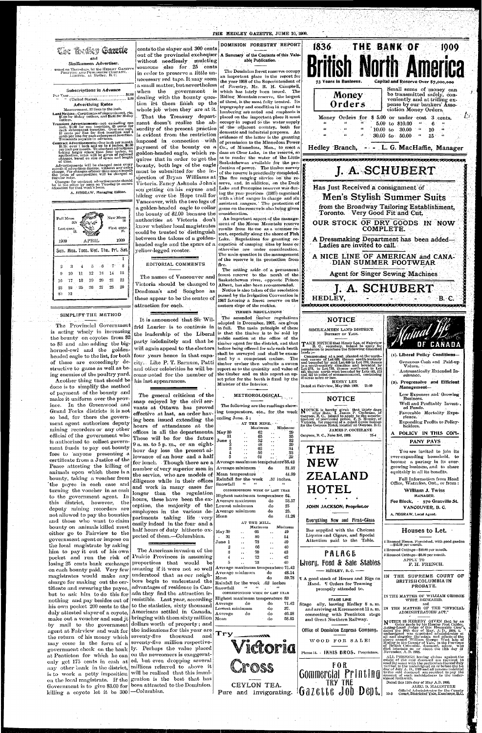# The Hedley Gazette

and

**Similkameen Advertiser.**

Issued on Thursdays, by the HEDLEY GAZETTE PRINTING AND PUBLISHING COMPANY, LIMITED, at Hedley, B. C.

### Subscriptions in Advance

Per Year ........................ $2.00
" (United States) ................ 2.50

### Advertising Rates

Measurement, 12 lines to the inch.

Land Notices—Certificates of improvement, etc. $7.00 for 60-day notices, and $5.00 for 30-day notices.

Transient Advertisements—not exceeding one inch, $1.00 for one insertion, 25 cents for each subsequent insertion. Over one inch, 10 cents per line for first insertion and 5 cents per line for each subsequent insertion. Transients payable in advance.

Contract Advertisements—One inch per month $1.25; over 1 inch and up to 4 inches, $1.00 per inch per month. To constant advertisers taking larger space than four inches, on application, rates will be given of reduced charges, based on size of space and length of time.

Advertisements will be changed once every month if advertiser desires, without any extra charge. For changes oftener than once a month the price of composition will be charged at regular rates.

Changes for contract advertisements should be in the office by noon on Tuesday to secure attention for that week's issue.

A. MEGRAW, Managing Editor.

Full Moon 5th | New Moon 20
Last quar. 13. | First quar. 27.

| 1909 | | | APRIL | | | 1909 |
|---|---|---|---|---|---|---|
| Sun. | Mon. | Tues. | Wed. | Thu. | Fri. | Sat. |
| | | | | | | 1 |
| 2 | 3 | 4 | 5 | 6 | 7 | 8 |
| 9 | 10 | 11 | 12 | 13 | 14 | 15 |
| 16 | 17 | 18 | 19 | 20 | 21 | 22 |
| 23 | 24 | 25 | 26 | 27 | 28 | 29 |
| 30 | 31 | | | | | |

## SIMPLIFY THE METHOD

The Provincial Government is acting wisely in increasing the bounty on coyotes from $2 to $3 and also adding the big-horned-owl and the golden-headed eagle to the list, for both of these are exceedingly destructive to game as well as being enemies of the poultry yard.

Another thing that should be done is to simplify the method of payment of the bounty and make it uniform over the province. In the Greenwood and Grand Forks districts it is not so bad, for there the government agent authorizes deputy mining recorders or any other official of the government who is authorized to collect government funds to pay out bounty fees to anyone presenting a certificate from a Justice of the Peace attesting the killing of animals upon which there is a bounty, taking a voucher from the payee in each case and turning the voucher in as cash to the government agent. In this district, however, the deputy mining recorders are not allowed to pay the bounties and those who want to claim bounty on animals killed must either go to Fairview to the government agent or impose on the local magistrate by asking him to pay it out of his own pocket and run the risk of losing 25 cents bank exchange on each bounty paid. Very few magistrates would make any charge for making out the certificate and swearing the payee, but to ask him to do this for nothing and pay besides out of his own pocket 200 cents to the duly attested slayer of a coyote, make out a voucher and send it by mail to the government agent at Fairview and wait for the return of his money which may come in the form of a government check on the bank at Penticton for which he can only get 175 cents in cash at any other bank in the district, is to work a petty imposition on the local magistrate. If the Government is to give $3.00 for killing a coyote let it be 300 cents to the slayer and 300 cents out of the provincial exchequer without needlessly mulcting someone else for 25 cents in order to preserve a little unnecessary red tape. It may seem a small matter, but nevertheless when the government is dealing with the bounty question let them finish up the whole job when they are at it.

That the Treasury department doesn't realize the absurdity of the present practice is evident from the restriction imposed in connection with payment of the bounty on a golden-headed eagle, which requires that in order to get the bounty, both legs of the eagle must be submitted for the inspection of Bryan Williams at Victoria. Fancy Ashnola John's son getting on his cayuse and hiking over the Hope trail for Vancouver, with the two legs of a golden-headed eagle to collar the bounty of $2.00 because the authorities at Victoria don't know whether local magistrates could be trusted to distinguish between the talons of a golden-headed eagle and the spurs of a yellow-legged rooster.

## EDITORIAL COMMENTS

The names of Vancouver and Victoria should be changed to Deadman's and Songhees as these appear to be the centre of attraction for each.

It is announced that Sir Wilfrid Laurier is to continue in the leadership of the Liberal party indefinitely and that he will again appeal to the electors four years hence in that capacity. Like P. T. Barnum, Patti and other celebrities he will become noted for the number of his last appearances.

The general criticism of the snap enjoyed by the civil servants at Ottawa has proved effective at last, an order having been issued extending the hours of attendance at the offices in all the departments. These will be for the future 9 a. m. to 5 p. m., or an eight-hour day less the present allowance of an hour and a half for lunch. Though there are a number of very superior men in the service, who are models of diligence while in their offices and work in many cases far longer than the regulation hours, these have been the exception, the majority of the employees in the various departments taking life very easily indeed in the four and a half hours of duty hitherto expected of them.—Columbian.

The American invasion of the Prairie Provinces is assuming proportions that would be amazing if it were not so well understood that as our neighbors begin to understand the advantages of residence in Canada they find the attraction irresistible. Last year, according to the statistics, sixty thousand Americans settled in Canada, bringing with them sixty million dollars worth of property; and the indications for this year are seventy-five thousand and seventy-five million respectively. Perhaps the value placed on the newcomers is exaggerated, but even dropping several millions referred to above it will be realized that this immigration is the best that has been attracted to the Dominion. —Columbian.

## DOMINION FORESTRY REPORT

**A Summary of the Contents of this Valuable Publication.**

The Dominion forest reserves occupy an important place in the report for the year 1908 of the Superintendent of Forestry, Mr. R. H. Campbell, which has lately been issued. The Riding Mountain reserve, the largest of these, is the most fully treated. Its topography and condition in regard to lumbering are noted and emphasis is placed on the important place it must occupy in regard to the water supply of the adjacent country, both for domestic and industrial purposes. An evidence of the latter is the granting of permission to the Minnedosa Power Co., of Minnedosa, Man., to erect a dam on Clear Lake, in the reserve, so as to render the water of the Little Saskatchewan available for the production of power. The timber survey of the reserve is practically completed. The fire ranging service on the reserve, and, in addition, on the Duck Lake and Porcupine reserves was during the year previous (1907) organized with a chief ranger in charge and six assistant rangers. The protection of game on the reserve is also being given consideration.

An important aspect of the management of the Moose Mountain reserve results from its use as a summer resort, especially along the shore of Fish Lake. Regulations for granting occupation of camping sites by lease or otherwise are under consideration. The main question in the management of the reserve is its protection from fire.

The setting aside of a permanent forest reserve to the north of the Saskatchewan river, opposite Prince Albert, has also been recommended.

Notice is also taken of the resolution passed by the Irrigation Convention in 1907 favoring a forest reserve on the eastern slope of the rockies.

### TIMBER REGULATIONS

The amended timber regulations adopted in December, 1907, are given in full. The main principle of these is that the timber is to be sold by public auction at the office of the timber agent for the district, and that before being offered for sale each berth shall be surveyed and shall be examined by a competent cruiser. The timber cruiser then submits a sworn report as to the quantity and value of the timber and on this report an upset price for the berth is fixed by the Minister of the Interior.

## METEOROLOGICAL.

The following are the readings showing temperature, etc., for the week ending June. 5 :

AT THE MINE.

| | Maximum | Minimum |
|---|---|---|
| May 30 | 62 | 29 |
| 31 | 65 | 35 |
| June 1 | 52 | 32 |
| 2 | 48 | 29 |
| 3 | 62 | 34 |
| 4 | 56 | 33 |
| 5 | 64 | 29 |

Average maximum temperature 58.42
Average minimum do 31.57
Mean temperature 44.99
Rainfall for the week .57 inches.
Snowfall " "

CORRESPONDING WEEK OF LAST YEAR
Highest maximum temperature 64.
Average maximum do 53.57
Lowest minimum do 23
Average minimum do 29.
Mean do 41.28

AT THE MILL.

| | Maximum | Minimum |
|---|---|---|
| May 30 | 66 | 49 |
| 31 | 80 | 54 |
| June 1 | 73 | 49 |
| 2 | 66 | 40 |
| 3 | 70 | 43 |
| 4 | 72 | 42 |
| 5 | 73 | 40 |

Average maximum temperature 71.42
Average minimum do 48.14
Mean do 59.78
Rainfall for the week .02 inches
Snowfall " "

CORRESPONDING WEEK OF LAST YEAR
Highest maximum temperature 83
Average do do 71.42
Lowest minimum do 37.
Average do do 46.28
Mean do 58.85

Try **Victoria Cross** CEYLON TEA. Pure and Invigorating.

# 1836 THE BANK OF 1909 British North America

73 Years in Business. Capital and Reserve Over $7,000,000

**Money Orders**

Small sums of money can be transmitted safely, conveniently and at trifling expense by our bankers' Association Money Orders.

| | | | | | |
|---|---|---|---|---|---|
| Money Orders for | $ 5.00 or under | cost | 3 | cents. |
| " " " | 5.00 to $10.00 | " | 6 | " |
| " " " | 10.00 to 30.00 | " | 10 | " |
| " " " | 30.00 to 50.00 | " | 15 | " |

Hedley Branch, - - - L. G. MacHaffie, Manager

# J. A. SCHUBERT

Has Just Received a consignment of

**Men's Stylish Summer Suits**

from the Broadway Tailoring Establishment, Toronto. Very Good Fit and Cut,

**OUR STOCK OF DRY GOODS IN NOW COMPLETE.**

A Dressmaking Department has been added—Ladies are invited to call.

**A NICE LINE OF AMERICAN and CANADIAN SUMMER FOOTWEAR**

Agent for Singer Sewing Machines

**J. A. SCHUBERT**
HEDLEY, - - - - B. C.

## NOTICE

SIMILKAMEEN LAND DISTRICT.
DISTRICT OF YALE.

TAKE NOTICE that Henry Lee, of Fairview B. C. secretary, intend to apply for permission to purchase the following described lands:—

Commencing at a post planted at the north-east corner of Lot 580, thence north-westerly and bounded by said Lot 580 to Lot 578, thence in a south-easterly direction and bounded by Lot 578, to Lot 743, thence north-east to Lot 443, thence north-west bounded by Lots 443, 573 and 442 to point of commencement, containing 40 acres more or less.

HENRY LEE
Dated at Fairview, May 28th 1909. 21-10

## NOTICE

NOTICE is hereby given that thirty days after date, I, James P. Cochrane, of Osoyoos, B. C., intend to apply to the superintendent of provincial police, F. S. Hussey, of Victoria, for renewal of a retail liquor license for the Osoyoos Hotel, located at Osoyoos, B.C.

JAMES P. COCHRANE
Osoyoos, B. C., June 3rd, 1909. 22-4

# THE NEW ZEALAND HOTEL

JOHN JACKSON, Proprietor

Everything New and First-Class

Bar supplied with the Choicest Liquors and Cigars, and Special Attention paid to the Table.

# PALACE
Livery, Feed & Sale Stables
— HEDLEY, B. C. —

¶ A good stock of Horses and Rigs on Hand. ¶ Orders for Teaming promptly attended to.

STAGE LINE

Stage daily, leaving Hedley 8 a. m. and arriving at Keremeos at 11 a. m. connecting with Penticton stage and Great Northern Railway.

Office of Dominion Express Company.

WOOD FOR SALE!

Phone 11. - INNIS BROS. Proprietors.

FOR Commercial Printing TRY THE Gazette Job Dept.

# Mutual Life OF CANADA

(1). **Liberal Policy Conditions—**
- Generous Cash and Paid-up Values.
- Automatically Extended Insurance.

(2). **Progressive and Efficient Management—**
- Low Expenses and Growing Business.
- Well and Profitably Invested Funds.
- Favorable Mortality Experience.
- Expanding Profits to Policyholders.

**A POLICY IN THIS COMPANY PAYS**

You are invited to join its ever-expanding household, to become a partner in its ever-growing business, and to share equitably in all its benefits.

Full Information from Head Office, Waterloo, Ont., or from:

**William J. Twiss**
MANAGER.
Fee Block, - 570 Granville St.
VANCOUVER, B. C.

A. MEGRAW, Local Agent.

## Houses to Let.

4 Roomed House, Furnished, with good garden —$15.00 per month.
4 Roomed Cottage—$10.00 per month.
3 Roomed Cottage—$8.00 per month.

APPLY TO
F. H. FRENCH.

## IN THE SUPREME COURT OF BRITISH COLUMBIA IN PROBATE.

IN THE MATTER OF WILLIAM GEORGE WEST, DECEASED.
and
IN THE MATTER OF THE "OFFICIAL ADMINISTRATORS' ACT."

NOTICE IS HEREBY GIVEN that by an Order made by His Honour Fred Calder, Acting Local Judge of this Honorable Court, dated the 10th day of May, A. D., 1909, the undersigned was appointed administrator of all and singular the estate and effects of the above named William George West late of Hedley in the County of Yale, in the Province of British Columbia, deceased, miner, who died intestate on or about the 11th day of November, A. D. 1908.

ALL PERSONS having claims against the estate of the said deceased are required to send the same with the particulars thereof duly verified to the undersigned on or before the 1st day of July A. D., 1909 and all persons indebted to the said deceased are required to pay the amounts of such indebtedness to the undersigned forthwith.

Dated this 11th day of May A.D. 1909.

ALEC. D. MACINTYRE
Official Administrator for the County
19-3 Court, District of Yale, Kamloops, B.C.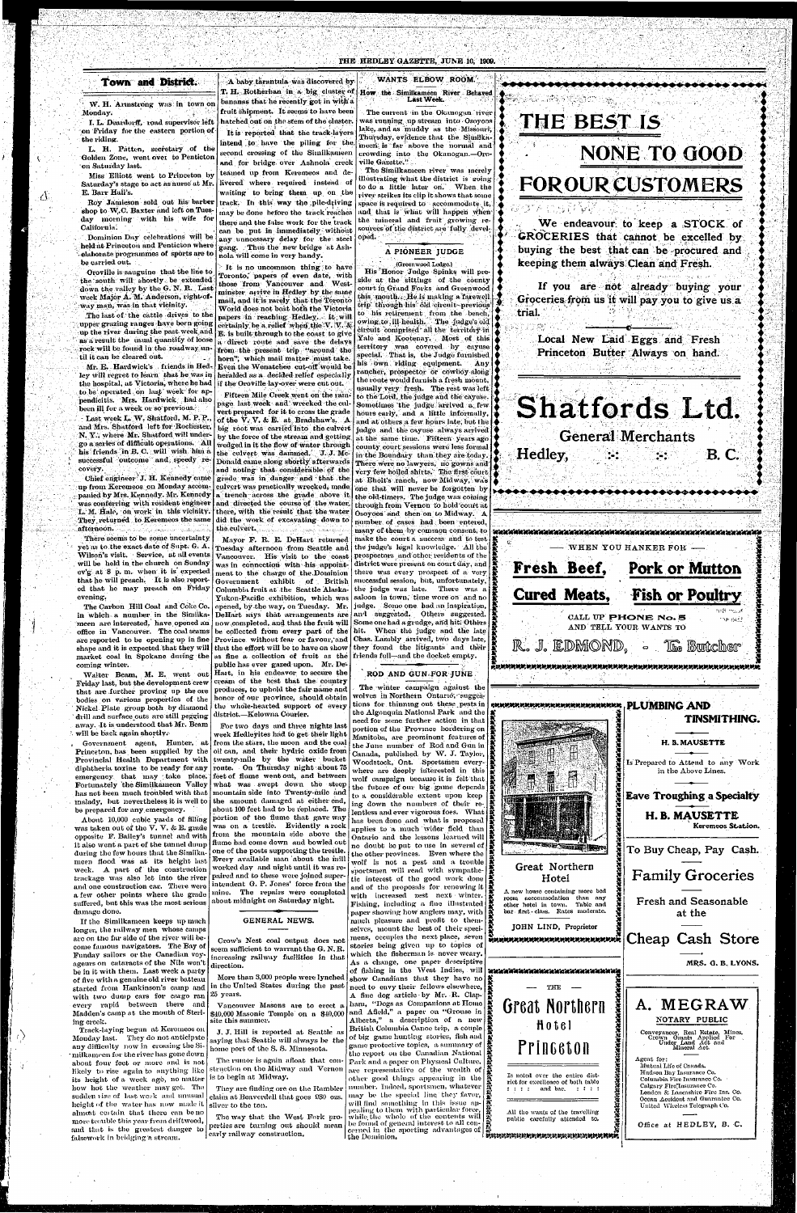## Town and District.

W. H. Armstrong was in town on Monday.

I. L. Deardorff, road supervisor left on Friday for the eastern portion of the riding.

L. H. Patten, secretary of the Golden Zone, went over to Penticton on Saturday last.

Miss Elliott went to Princeton by Saturday's stage to act as nurse at Mr. E. Barr Hall's.

Roy Jamieson sold out his barber shop to W. C. Baxter and left on Tuesday morning with his wife for California.

Dominion Day celebrations will be held at Princeton and Penticton where elaborate programmes of sports are to be carried out.

Oroville is sanguine that the line to the south will shortly be extended down the valley by the G. N. R. Last week Major A. M. Anderson, right-of-way man, was in that vicinity.

The last of the cattle drives to the upper grazing ranges have been going up the river during the past week and as a result the usual quantity of loose rock will be found in the roadway until it can be cleared out.

Mr. E. Hardwick's friends in Hedley will regret to learn that he was in the hospital, at Victoria, where he had to be operated on last week for appendicitis. Mrs. Hardwick had also been ill for a week or so previous.

Last week L. W. Shatford, M. P. P., and Mrs. Shatford left for Rochester, N. Y., where Mr. Shatford will undergo a series of difficult operations. All his friends in B. C. will wish him a successful outcome and speedy recovery.

Chief engineer J. H. Kennedy came up from Keremeos on Monday accompanied by Mrs. Kennedy. Mr. Kennedy was conferring with resident engineer L. M. Hale, on work in this vicinity. They returned to Keremeos the same afternoon.

There seems to be some uncertainty yet as to the exact date of Supt. G. A. Wilson's visit. Service, at all events will be held in the church on Sunday ev'g at 8 p. m. when it is expected that he will preach. It is also expected that he may preach on Friday evening.

The Carbon Hill Coal and Coke Co. in which a number in the Similkameen are interested, have opened an office in Vancouver. The coal seams are reported to be opening up in fine shape and it is expected that they will market coal in Spokane during the coming winter.

Walter Beam, M. E. went out Friday last, but the development crew that are further proving up the ore bodies on various properties of the Nickel Plate group both by diamond drill and surface cuts are still pegging away. It is understood that Mr. Beam will be back again shortly.

Government agent, Hunter, at Princeton, has been supplied by the Provincial Health Department with diphtheria toxine to be ready for any emergency that may take place. Fortunately the Similkameen Valley has not been much troubled with that malady, but nevertheless it is well to be prepared for any emergency.

About 10,000 cubic yards of filling was taken out of the V. V. & E. grade opposite F. Bailey's tunnel and with it also went a part of the tunnel dump during the few hours that the Similkameen flood was at its height last week. A part of the construction trackage was also let into the river and one construction car. There were a few other points where the grade suffered, but this was the most serious damage done.

If the Similkameen keeps up much longer, the railway men whose camps are on the far side of the river will become famous navigators. The Bay of Funday sailors or the Canadian voyageurs on cataracts of the Nile won't be in it with them. Last week a party of five with a genuine old river batteau started from Hankinson's camp and with two dump cars for cargo ran every rapid between there and Madden's camp at the mouth of Sterling creek.

Track-laying begun at Keremeos on Monday last. They do not anticipate any difficulty now in crossing the Similkameen for the river has gone down about four feet or more and is not likely to rise again to anything like its height of a week ago, no matter how hot the weather may get. The sudden rise of last week and unusual height of the water has now made it almost certain that there can be no more trouble this year from driftwood, and that is the greatest danger to falsework in bridging a stream.

A baby tarantula was discovered by T. H. Rotherham in a big cluster of bananas that he recently got in with a fruit shipment. It seems to have been hatched out on the stem of the cluster.

It is reported that the track-layers intend to have the piling for the second crossing of the Similkameen and for bridge over Ashnola creek teamed up from Keremeos and delivered where required instead of waiting to bring them up on the track. In this way the pile-driving may be done before the track reaches there and the false work for the track can be put in immediately without any unnecessary delay for the steel gang. Thus the new bridge at Ashnola will come in very handy.

It is no uncommon thing to have Toronto papers of even date, with those from Vancouver and Westminster arrive in Hedley by the same mail, and it is rarely that the Toronto World does not beat both the Victoria papers in reaching Hedley. It will certainly be a relief when the V. V. & E. is built through to the coast to give a direct route and save the delays from the present trip "around the horn," which mail matter must take. Even the Wenatchee cut-off would be heralded as a decided relief especially if the Oroville lay-over were cut out.

Fifteen Mile Creek went on the rampage last week and wrecked the culvert prepared for it to cross the grade of the V. V. & E. at Bradshaw's. A big root was carried into the culvert by the force of the stream and getting wedged in it the flow of water through the culvert was dammed. J. J. McDonald came along shortly afterwards and noting that considerable of the grade was in danger and that the culvert was practically wrecked, made a trench across the grade above it and directed the course of the water there, with the result that the water did the work of excavating down to the culvert.

Mayor F. R. E. DeHart returned Tuesday afternoon from Seattle and Vancouver. His visit to the coast was in connection with his appointment to the charge of the Dominion Government exhibit of British Columbia fruit at the Seattle Alaska-Yukon-Pacific exhibition, which was opened, by-the way, on Tuesday. Mr. DeHart says that arrangements are now completed, and that the fruit will be collected from every part of the Province without fear or favour, and that the effort will be to have on show as fine a collection of fruit as the public has ever gazed upon. Mr. DeHart, in his endeavor to secure the cream of the best that the country produces, to uphold the fair name and honor of our province, should obtain the whole-hearted support of every district.—Kelowna Courier.

For two days and three nights last week Hedleyites had to get their light from the stars, the moon and the coal oil can, and their hydric oxide from twenty-mile by the water bucket route. On Thursday night about 75 feet of flume went out, and between what was swept down the steep mountain side into Twenty-mile and the amount damaged at either end, about 100 feet had to be replaced. The portion of the flume that gave way was on a trestle. Evidently a rock from the mountain side above the flume had come down and bowled out one of the posts supporting the trestle. Every available man about the mill worked day and night until it was repaired and to these were joined superintendent G. P. Jones' force from the mine. The repairs were completed about midnight on Saturday night.

### GENERAL NEWS.

Crow's Nest coal output does not seem sufficient to warrant the G. N. R. increasing railway facilities in that direction.

More than 3,000 people were lynched in the United States during the past 25 years.

Vancouver Masons are to erect a $40,000 Masonic Temple on a $40,000 site this summer.

J. J. Hill is reported at Seattle as saying that Seattle will always be the home port of the S. S. Minnesota.

The rumor is again afloat that construction on the Midway and Vernon is to begin at Midway.

They are finding ore on the Rambler claim at Bonevlell that goes 680 ozs. silver to the ton.

The way that the West Fork properties are turning out should mean early railway construction.

### WANTS ELBOW ROOM.

**How the Similkameen River Behaved Last Week.**

The current in the Okanogan river was running up stream into Osoyoos lake, and as muddy as the Missouri, Thursday, evidence that the Similkameen is far above the normal and crowding into the Okanogan.—Oroville Gazette."

The Similkameen river was merely illustrating what the district is going to do a little later on. When the river strikes its clip it shows that some space is required to accommodate it, and that is what will happen when the mineral and fruit growing resources of the district are fully developed.

### A PIONEER JUDGE

(Greenwood Ledge.)

His Honor Judge Spinks will preside at the sittings of the county court in Grand Forks and Greenwood this month. He is making a farewell trip through his old circuit previous to his retirement from the bench, owing to ill-health. The judge's old circuit comprised all the territory in Yale and Kootenay. Most of this territory was covered by cayuse special. That is, the Judge furnished his own riding equipment. Any rancher, prospector or cowboy along the route would furnish a fresh mount, usually very fresh. The rest was left to the Lord, the judge and the cayuse. Sometimes the judge arrived a few hours early, and a little informally, and at others a few hours late, but the judge and the cayuse always arrived at the same time. Fifteen years ago county court sessions were less formal in the Boundary than they are today. There were no lawyers, no gowns and very few boiled shirts. The first court at Ebolt's ranch, now Midway, was one that will never be forgotten by the old-timers. The judge was coming through from Vernon to hold court at Osoyoos and then on to Midway. A number of cases had been entered, many of them by common consent, to make the court a success and to test the judge's legal knowledge. All the prospectors and other residents of the district were present on court day, and there was every prospect of a very successful session, but, unfortunately, the judge was late. There was a saloon in town, time wore on and no judge. Some one had an inspiration, and suggested. Others suggested. Some one had a grudge, and hit. Others hit. When the judge and the late Chas. Lambly arrived, two days late, they found the litigants and their friends full—and the docket empty.

### ROD AND GUN FOR JUNE

The winter campaign against the wolves in Northern Ontario, suggestions for thinning out these pests in the Algonquin National Park and the need for some further action in that portion of the Province bordering on Manitoba, are prominent features of the June number of Rod and Gun in Canada, published by W. J. Taylor, Woodstock, Ont. Sportsmen everywhere are deeply interested in this wolf campaign because it is felt that the future of our big game depends to a considerable extent upon keeping down the numbers of their relentless and ever vigorous foes. What has been done and what is proposed applies to a much wider field than Ontario and the lessons learned will no doubt be put to use in several of the other provinces. Even where the wolf is not a pest and a trouble sportsmen will read with sympathetic interest of the good work done and of the proposals for renewing it with increased zest next winter. Fishing, including a fine illustrated paper showing how anglers may, with much pleasure and profit to themselves, mount the best of their specimens, occupies the next place, seven stories being given up to topics of which the fisherman is never weary. As a change, one paper descriptive of fishing in the West Indies, will show Canadians that they have no need to envy their fellows elsewhere. A fine dog article by Mr. R. Clapham, "Dogs as Companions at Home and Afield," a paper on "Grouse in Alberta," a description of a new British Columbia Canoe trip, a couple of big game hunting stories, fish and game protective topics, a summary of the report on the Canadian National Park and a paper on Physical Culture, are representative of the wealth of other good things appearing in the number. Indeed, sportsmen, whatever may be the special line they favor, will find something in this issue appealing to them with particular force; while the whole of the contents will be found of general interest to all concerned in the sporting advantages of the Dominion.

---

# THE BEST IS NONE TO GOOD FOR OUR CUSTOMERS

We endeavour to keep a STOCK of GROCERIES that cannot be excelled by buying the best that can be procured and keeping them always Clean and Fresh.

If you are not already buying your Groceries from us it will pay you to give us a trial.

Local New Laid Eggs and Fresh Princeton Butter Always on hand.

# Shatfords Ltd.

General Merchants

Hedley, B. C.

---

— WHEN YOU HANKER FOR —

**Fresh Beef, Pork or Mutton**

**Cured Meats, Fish or Poultry**

CALL UP PHONE No. 5 AND TELL YOUR WANTS TO

**R. J. EDMOND, The Butcher**

---

**Great Northern Hotel**

A new house containing more bed room accommodation than any other hotel in town. Table and bar first-class. Rates moderate.

JOHN LIND, Proprietor

---

THE

# Great Northern Hotel Princeton

Is noted over the entire district for excellence of both table and bar.

All the wants of the travelling public carefully attended to.

---

**PLUMBING AND TINSMITHING.**

**H. B. MAUSETTE**

Is Prepared to Attend to any Work in the Above Lines.

**Eave Troughing a Specialty**

**H. B. MAUSETTE** Keremeos Station.

---

To Buy Cheap, Pay Cash.

**Family Groceries**

Fresh and Seasonable at the

**Cheap Cash Store**

MRS. G. B. LYONS.

---

# A. MEGRAW

NOTARY PUBLIC

Conveyancer, Real Estate, Mines, Crown Grants Applied For Under Land Act and Mineral Act.

Agent for:
Mutual Life of Canada.
Hudson Bay Insurance Co.
Columbia Fire Insurance Co.
Calgary Fire Insurance Co.
London & Lancashire Fire Ins. Co.
Ocean Accident and Guarantee Co.
United Wireless Telegraph Co.

Office at HEDLEY, B. C.